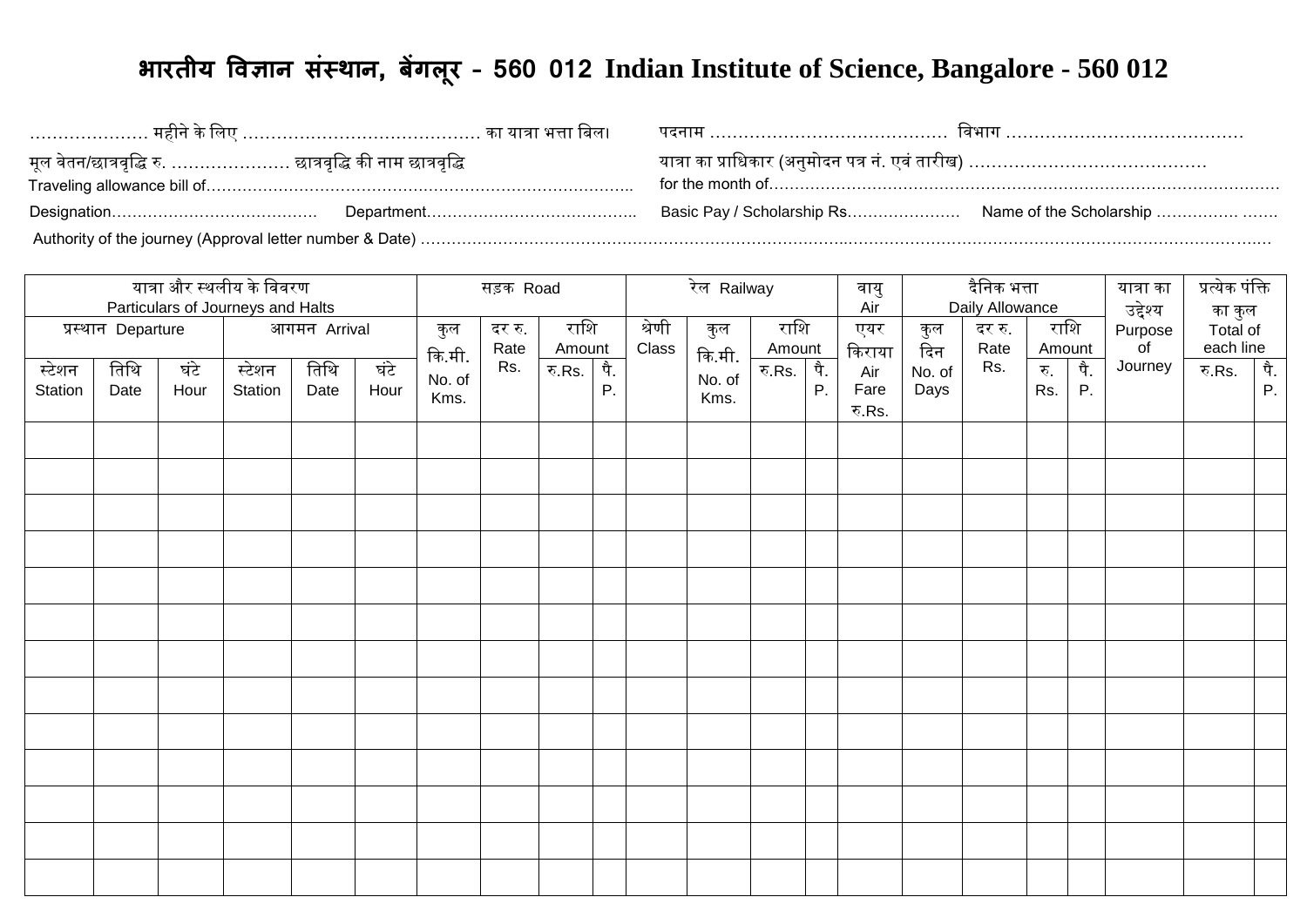# भारतीय विज्ञान संस्थान, बेंगलूर - 560 012 Indian Institute of Science, Bangalore - 560 012

………………… महीने के लिए …………………………………… का यात्रा भत्ता बिल। पदनाम …………………………………… विभाग ……………………………………

मूल वेतन/छात्रवृद्धि रु. ………………… छात्रवृद्धि की नाम छात्रवृद्धि यात्रा का प्राधिकार (अनुमोदन पत्र नं. एवं तारीख) ……………………………………

Traveling allowance bill of……………………………………………………………………….. for the month of……………………………………………………………………………………

Designation…………………………………. Department………………………………….. Basic Pay / Scholarship Rs…………………. Name of the Scholarship ……………. …….

Authority of the journey (Approval letter number & Date) ……………………………………………………………………………………………………………………………………….

| यात्रा और स्थलीय के विवरण Particulars of Journeys and Halts | | | | | | सड़क Road | | | | रेल Railway | | | | वायु Air | दैनिक भत्ता Daily Allowance | | | | यात्रा का उद्देश्य Purpose of Journey | प्रत्येक पंक्ति का कुल Total of each line | |
|---|---|---|---|---|---|---|---|---|---|---|---|---|---|---|---|---|---|---|---|---|---|
| प्रस्थान Departure | | | आगमन Arrival | | | कुल कि.मी. No. of Kms. | दर रु. Rate Rs. | राशि Amount | | श्रेणी Class | कुल कि.मी. No. of Kms. | राशि Amount | | एयर किराया Air Fare रु.Rs. | कुल दिन No. of Days | दर रु. Rate Rs. | राशि Amount | | | | |
| स्टेशन Station | तिथि Date | घंटे Hour | स्टेशन Station | तिथि Date | घंटे Hour | | | रु.Rs. | पै. P. | | | रु.Rs. | पै. P. | | | | रु. Rs. | पै. P. | | रु.Rs. | पै. P. |
| | | | | | | | | | | | | | | | | | | | | | |
| | | | | | | | | | | | | | | | | | | | | | |
| | | | | | | | | | | | | | | | | | | | | | |
| | | | | | | | | | | | | | | | | | | | | | |
| | | | | | | | | | | | | | | | | | | | | | |
| | | | | | | | | | | | | | | | | | | | | | |
| | | | | | | | | | | | | | | | | | | | | | |
| | | | | | | | | | | | | | | | | | | | | | |
| | | | | | | | | | | | | | | | | | | | | | |
| | | | | | | | | | | | | | | | | | | | | | |
| | | | | | | | | | | | | | | | | | | | | | |
| | | | | | | | | | | | | | | | | | | | | | |
| | | | | | | | | | | | | | | | | | | | | | |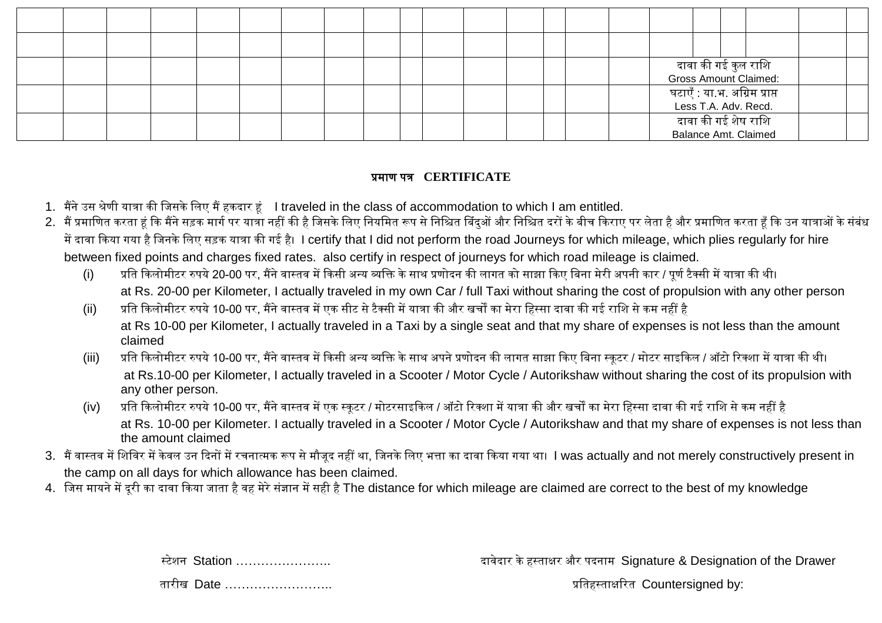| | | | | | | | | | | | | | | | | | | | | | |
|---|---|---|---|---|---|---|---|---|---|---|---|---|---|---|---|---|---|---|---|---|---|
| | | | | | | | | | | | | | | | | | | | | | |
| | | | | | | | | | | | | | | | | दावा की गई कुल राशि Gross Amount Claimed: | | | | | |
| | | | | | | | | | | | | | | | | घटाएँ : या.भ. अग्रिम प्राप्त Less T.A. Adv. Recd. | | | | | |
| | | | | | | | | | | | | | | | | दावा की गई शेष राशि Balance Amt. Claimed | | | | | |

**प्रमाण पत्र CERTIFICATE**

1. मैंने उस श्रेणी यात्रा की जिसके लिए मैं हकदार हूं I traveled in the class of accommodation to which I am entitled.
2. मैं प्रमाणित करता हूं कि मैंने सड़क मार्ग पर यात्रा नहीं की है जिसके लिए नियमित रूप से निश्चित बिंदुओं और निश्चित दरों के बीच किराए पर लेता है और प्रमाणित करता हूँ कि उन यात्राओं के संबंध में दावा किया गया है जिनके लिए सड़क यात्रा की गई है। I certify that I did not perform the road Journeys for which mileage, which plies regularly for hire between fixed points and charges fixed rates. also certify in respect of journeys for which road mileage is claimed.
   (i) प्रति किलोमीटर रुपये 20-00 पर, मैंने वास्तव में किसी अन्य व्यक्ति के साथ प्रणोदन की लागत को साझा किए बिना मेरी अपनी कार / पूर्ण टैक्सी में यात्रा की थी।
   at Rs. 20-00 per Kilometer, I actually traveled in my own Car / full Taxi without sharing the cost of propulsion with any other person
   (ii) प्रति किलोमीटर रुपये 10-00 पर, मैंने वास्तव में एक सीट से टैक्सी में यात्रा की और खर्चों का मेरा हिस्सा दावा की गई राशि से कम नहीं है
   at Rs 10-00 per Kilometer, I actually traveled in a Taxi by a single seat and that my share of expenses is not less than the amount claimed
   (iii) प्रति किलोमीटर रुपये 10-00 पर, मैंने वास्तव में किसी अन्य व्यक्ति के साथ अपने प्रणोदन की लागत साझा किए बिना स्कूटर / मोटर साइकिल / ऑटो रिक्शा में यात्रा की थी।
   at Rs.10-00 per Kilometer, I actually traveled in a Scooter / Motor Cycle / Autorikshaw without sharing the cost of its propulsion with any other person.
   (iv) प्रति किलोमीटर रुपये 10-00 पर, मैंने वास्तव में एक स्कूटर / मोटरसाइकिल / ऑटो रिक्शा में यात्रा की और खर्चों का मेरा हिस्सा दावा की गई राशि से कम नहीं है
   at Rs. 10-00 per Kilometer. I actually traveled in a Scooter / Motor Cycle / Autorikshaw and that my share of expenses is not less than the amount claimed
3. मैं वास्तव में शिविर में केवल उन दिनों में रचनात्मक रूप से मौजूद नहीं था, जिनके लिए भत्ता का दावा किया गया था। I was actually and not merely constructively present in the camp on all days for which allowance has been claimed.
4. जिस मायने में दूरी का दावा किया जाता है वह मेरे संज्ञान में सही है The distance for which mileage are claimed are correct to the best of my knowledge

स्टेशन Station …………………..　　　　　　दावेदार के हस्ताक्षर और पदनाम Signature & Designation of the Drawer

तारीख Date ……………………..　　　　　　प्रतिहस्ताक्षरित Countersigned by: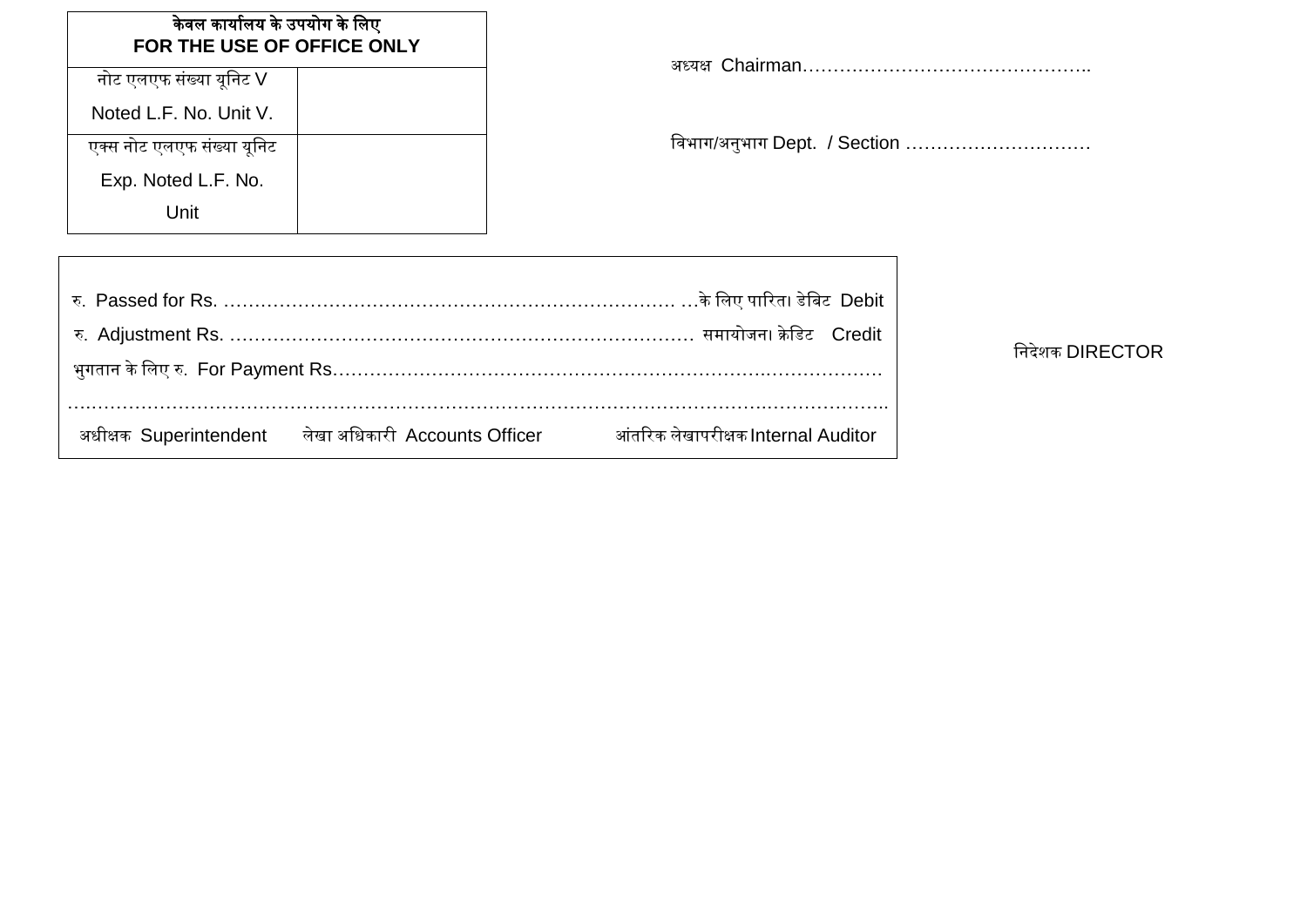| केवल कार्यालय के उपयोग के लिए **FOR THE USE OF OFFICE ONLY** | |
|---|---|
| नोट एलएफ संख्या यूनिट V Noted L.F. No. Unit V. | |
| एक्स नोट एलएफ संख्या यूनिट Exp. Noted L.F. No. Unit | |

अध्यक्ष Chairman………………………………………..

विभाग/अनुभाग Dept. / Section …………………………

रु. Passed for Rs. ………………………………………………………………… …के लिए पारित। डेबिट Debit

रु. Adjustment Rs. ………………………………………………………………… समायोजन। क्रेडिट Credit

भुगतान के लिए रु. For Payment Rs……………………………………………………………………………

………………………………………………………………………………………………………………………..

अधीक्षक Superintendent लेखा अधिकारी Accounts Officer आंतरिक लेखापरीक्षक Internal Auditor

निदेशक DIRECTOR